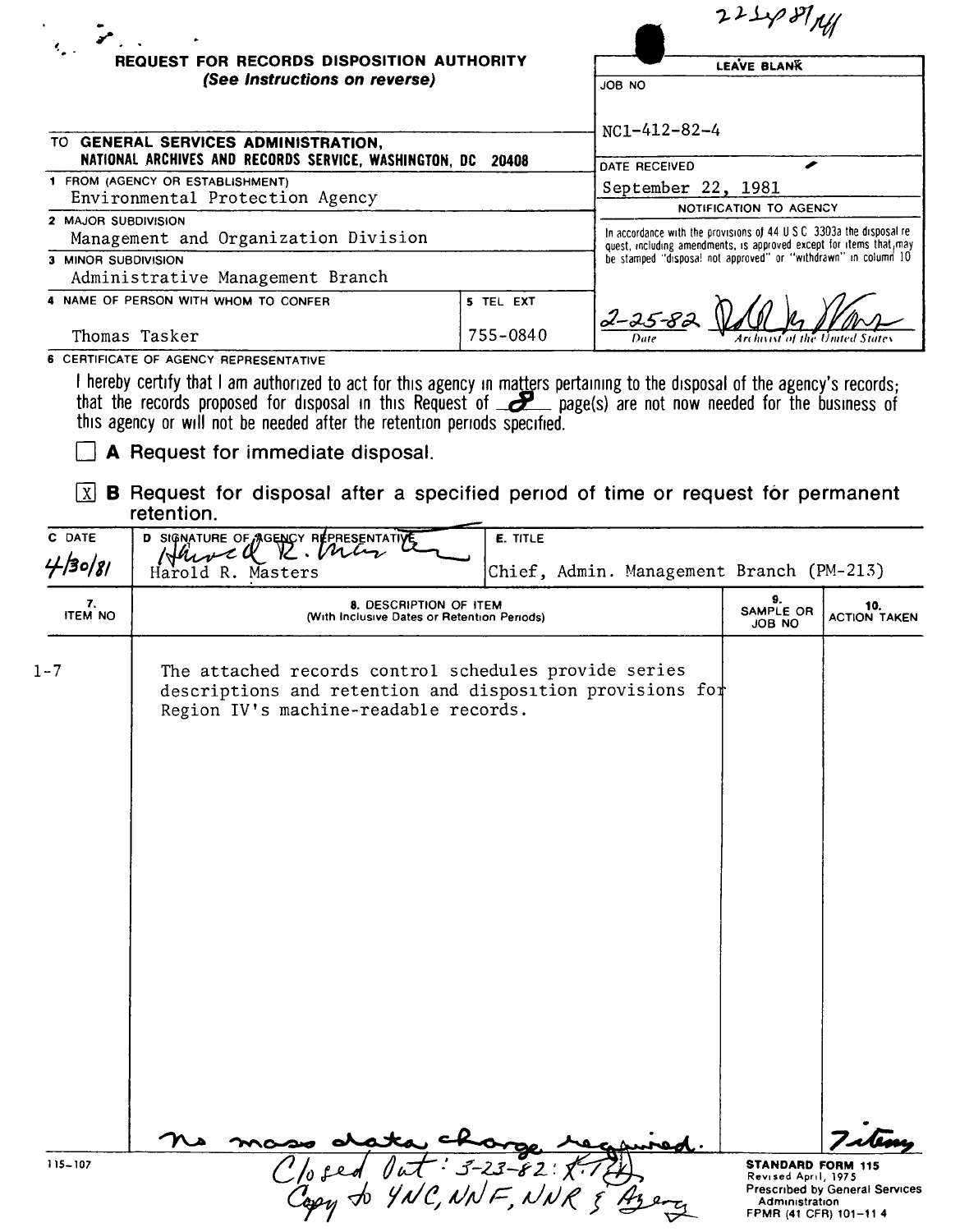22 Sep 81 /lef

# REQUEST FOR RECORDS DISPOSITION AUTHORITY
*(See Instructions on reverse)*

**LEAVE BLANK**

JOB NO
NC1-412-82-4

DATE RECEIVED
September 22, 1981

NOTIFICATION TO AGENCY

In accordance with the provisions of 44 U S C 3303a the disposal request, including amendments, is approved except for items that may be stamped "disposal not approved" or "withdrawn" in column 10

2-25-82 — Date — Archivist of the United States

TO **GENERAL SERVICES ADMINISTRATION, NATIONAL ARCHIVES AND RECORDS SERVICE, WASHINGTON, DC 20408**

1 FROM (AGENCY OR ESTABLISHMENT)
Environmental Protection Agency

2 MAJOR SUBDIVISION
Management and Organization Division

3 MINOR SUBDIVISION
Administrative Management Branch

4 NAME OF PERSON WITH WHOM TO CONFER
Thomas Tasker

5 TEL EXT
755-0840

6 CERTIFICATE OF AGENCY REPRESENTATIVE

I hereby certify that I am authorized to act for this agency in matters pertaining to the disposal of the agency's records; that the records proposed for disposal in this Request of 8 page(s) are not now needed for the business of this agency or will not be needed after the retention periods specified.

☐ **A** Request for immediate disposal.

☒ **B** Request for disposal after a specified period of time or request for permanent retention.

| C. DATE | D. SIGNATURE OF AGENCY REPRESENTATIVE | E. TITLE |
|---|---|---|
| 4/30/81 | Harold R. Masters | Chief, Admin. Management Branch (PM-213) |

| 7. ITEM NO | 8. DESCRIPTION OF ITEM (With Inclusive Dates or Retention Periods) | 9. SAMPLE OR JOB NO | 10. ACTION TAKEN |
|---|---|---|---|
| 1-7 | The attached records control schedules provide series descriptions and retention and disposition provisions for Region IV's machine-readable records. | | |
| | No mass data charge required. | | 7 items |

Closed Out: 3-23-82: K.T.
Copy to YNC, NNF, NNR & Agency

115-107

**STANDARD FORM 115**
Revised April, 1975
Prescribed by General Services Administration
FPMR (41 CFR) 101-11 4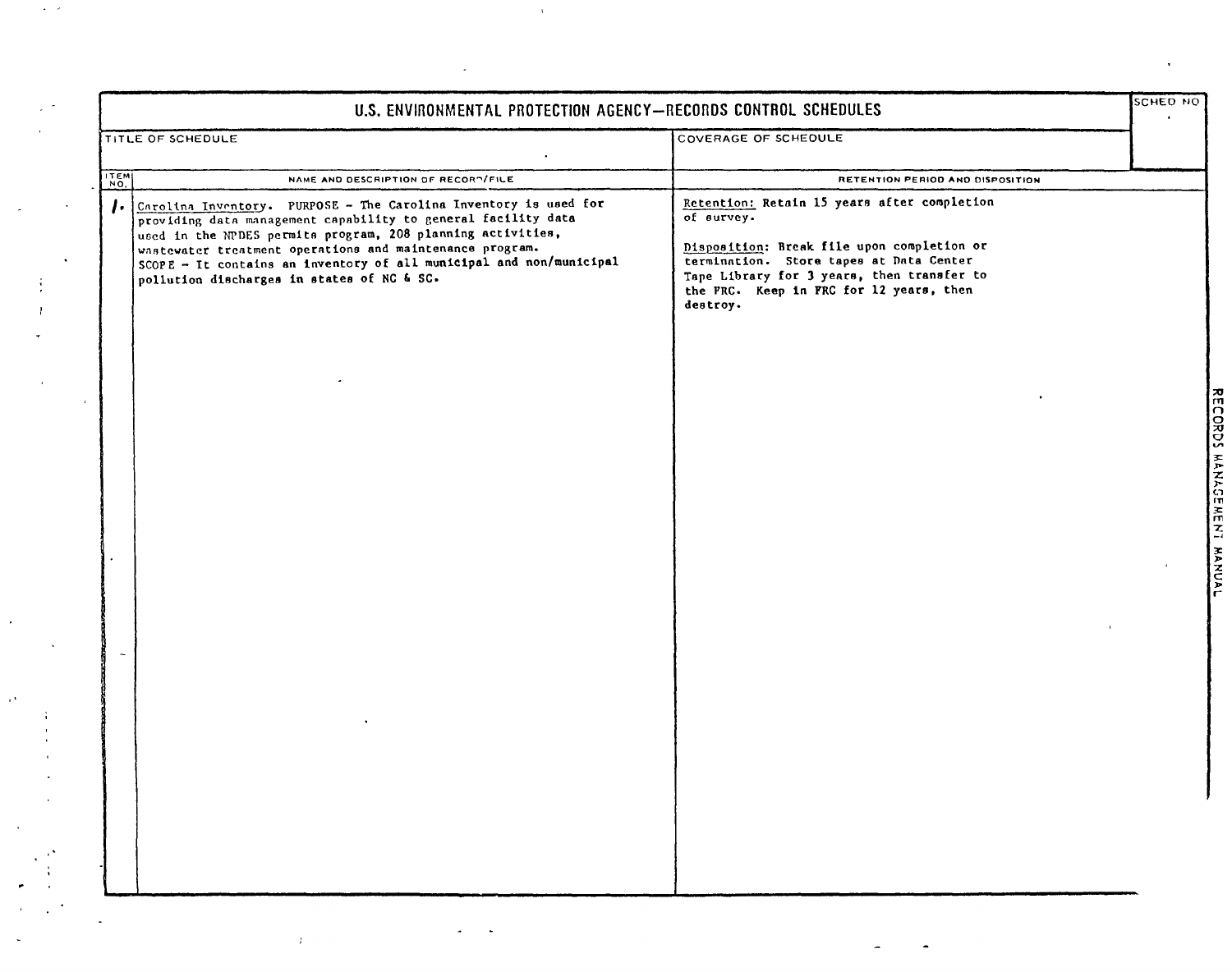# U.S. ENVIRONMENTAL PROTECTION AGENCY—RECORDS CONTROL SCHEDULES

| TITLE OF SCHEDULE | COVERAGE OF SCHEDULE | SCHED NO |
|---|---|---|
| | | |

| ITEM NO. | NAME AND DESCRIPTION OF RECORD/FILE | RETENTION PERIOD AND DISPOSITION |
|---|---|---|
| 1. | Carolina Inventory. PURPOSE - The Carolina Inventory is used for providing data management capability to general facility data used in the NPDES permits program, 208 planning activities, wastewater treatment operations and maintenance program. SCOPE - It contains an inventory of all municipal and non/municipal pollution discharges in states of NC & SC. | Retention: Retain 15 years after completion of survey.<br><br>Disposition: Break file upon completion or termination. Store tapes at Data Center Tape Library for 3 years, then transfer to the FRC. Keep in FRC for 12 years, then destroy. |

RECORDS MANAGEMENT MANUAL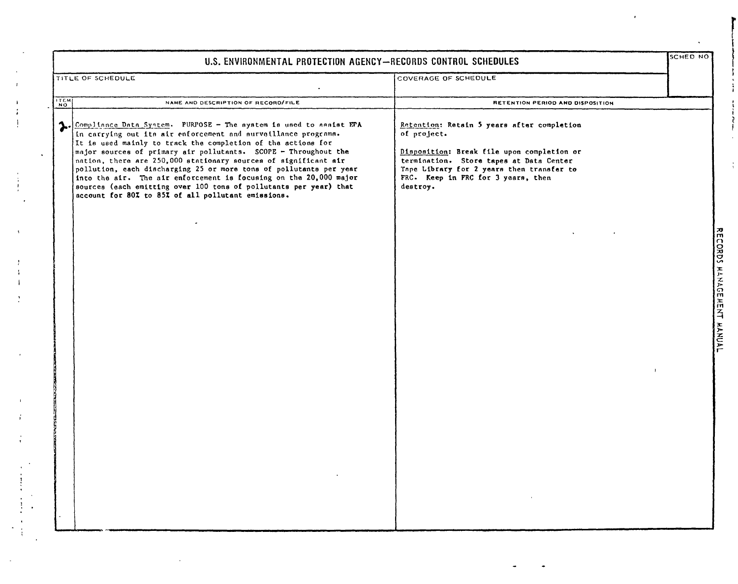# U.S. ENVIRONMENTAL PROTECTION AGENCY—RECORDS CONTROL SCHEDULES

| TITLE OF SCHEDULE | COVERAGE OF SCHEDULE | SCHED NO |
|---|---|---|
| | | |

| ITEM NO | NAME AND DESCRIPTION OF RECORD/FILE | RETENTION PERIOD AND DISPOSITION |
|---|---|---|
| 2. | Compliance Data System. PURPOSE – The system is used to assist EPA in carrying out its air enforcement and surveillance programs. It is used mainly to track the completion of the actions for major sources of primary air pollutants. SCOPE – Throughout the nation, there are 250,000 stationary sources of significant air pollution, each discharging 25 or more tons of pollutants per year into the air. The air enforcement is focusing on the 20,000 major sources (each emitting over 100 tons of pollutants per year) that account for 80% to 85% of all pollutant emissions. | Retention: Retain 5 years after completion of project.<br><br>Disposition: Break file upon completion or termination. Store tapes at Data Center Tape Library for 2 years then transfer to FRC. Keep in FRC for 3 years, then destroy. |

RECORDS MANAGEMENT MANUAL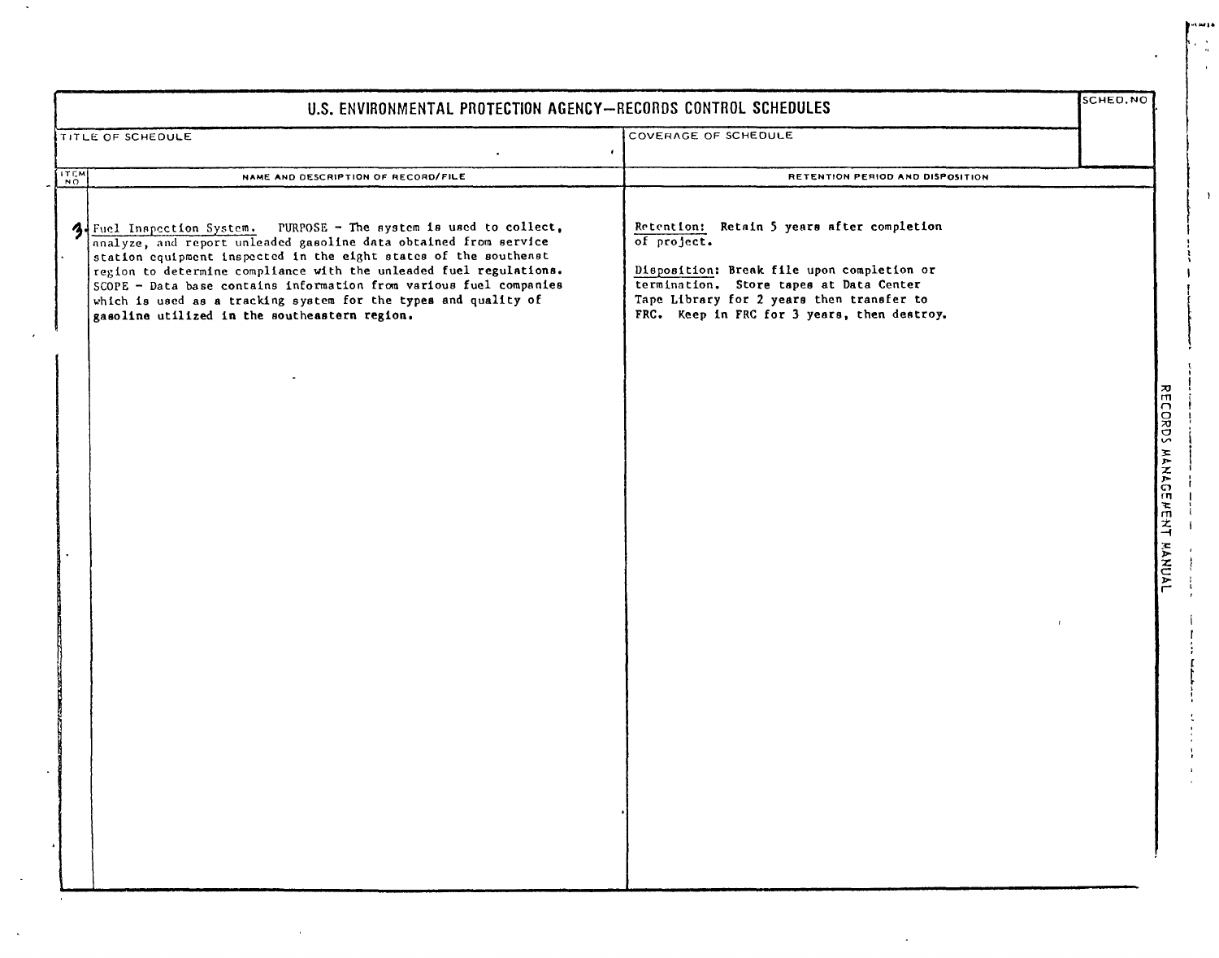# U.S. ENVIRONMENTAL PROTECTION AGENCY—RECORDS CONTROL SCHEDULES

| TITLE OF SCHEDULE | COVERAGE OF SCHEDULE | SCHED. NO |
|---|---|---|
| | | |

| ITEM NO | NAME AND DESCRIPTION OF RECORD/FILE | RETENTION PERIOD AND DISPOSITION |
|---|---|---|
| 3 | Fuel Inspection System. PURPOSE - The system is used to collect, analyze, and report unleaded gasoline data obtained from service station equipment inspected in the eight states of the southeast region to determine compliance with the unleaded fuel regulations. SCOPE - Data base contains information from various fuel companies which is used as a tracking system for the types and quality of gasoline utilized in the southeastern region. | Retention: Retain 5 years after completion of project.<br><br>Disposition: Break file upon completion or termination. Store tapes at Data Center Tape Library for 2 years then transfer to FRC. Keep in FRC for 3 years, then destroy. |

RECORDS MANAGEMENT MANUAL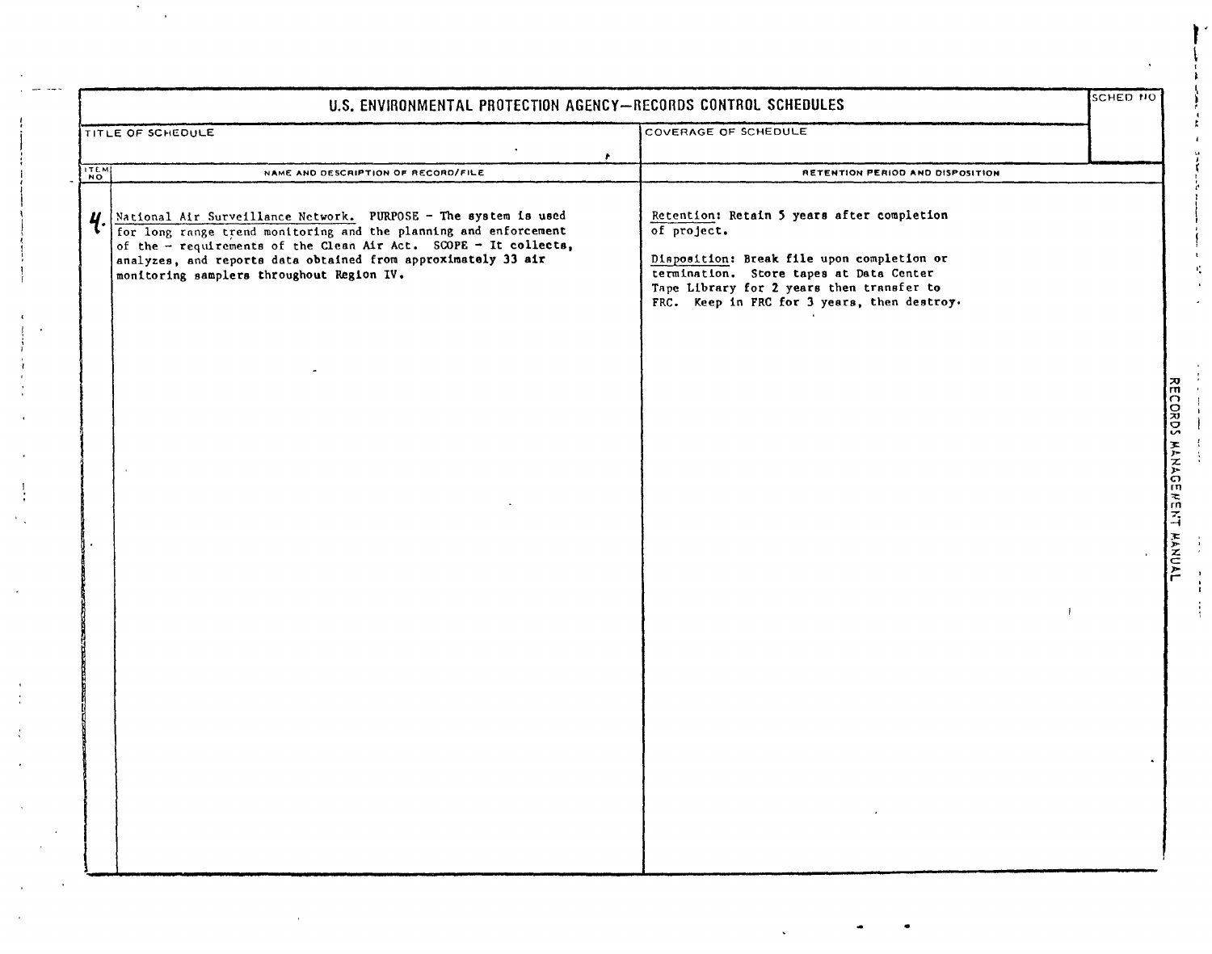# U.S. ENVIRONMENTAL PROTECTION AGENCY—RECORDS CONTROL SCHEDULES

| TITLE OF SCHEDULE | COVERAGE OF SCHEDULE | SCHED NO |
| --- | --- | --- |
| | | |

| ITEM NO | NAME AND DESCRIPTION OF RECORD/FILE | RETENTION PERIOD AND DISPOSITION |
| --- | --- | --- |
| 4. | National Air Surveillance Network. PURPOSE - The system is used for long range trend monitoring and the planning and enforcement of the - requirements of the Clean Air Act. SCOPE - It collects, analyzes, and reports data obtained from approximately 33 air monitoring samplers throughout Region IV. | Retention: Retain 5 years after completion of project.<br><br>Disposition: Break file upon completion or termination. Store tapes at Data Center Tape Library for 2 years then transfer to FRC. Keep in FRC for 3 years, then destroy. |

RECORDS MANAGEMENT MANUAL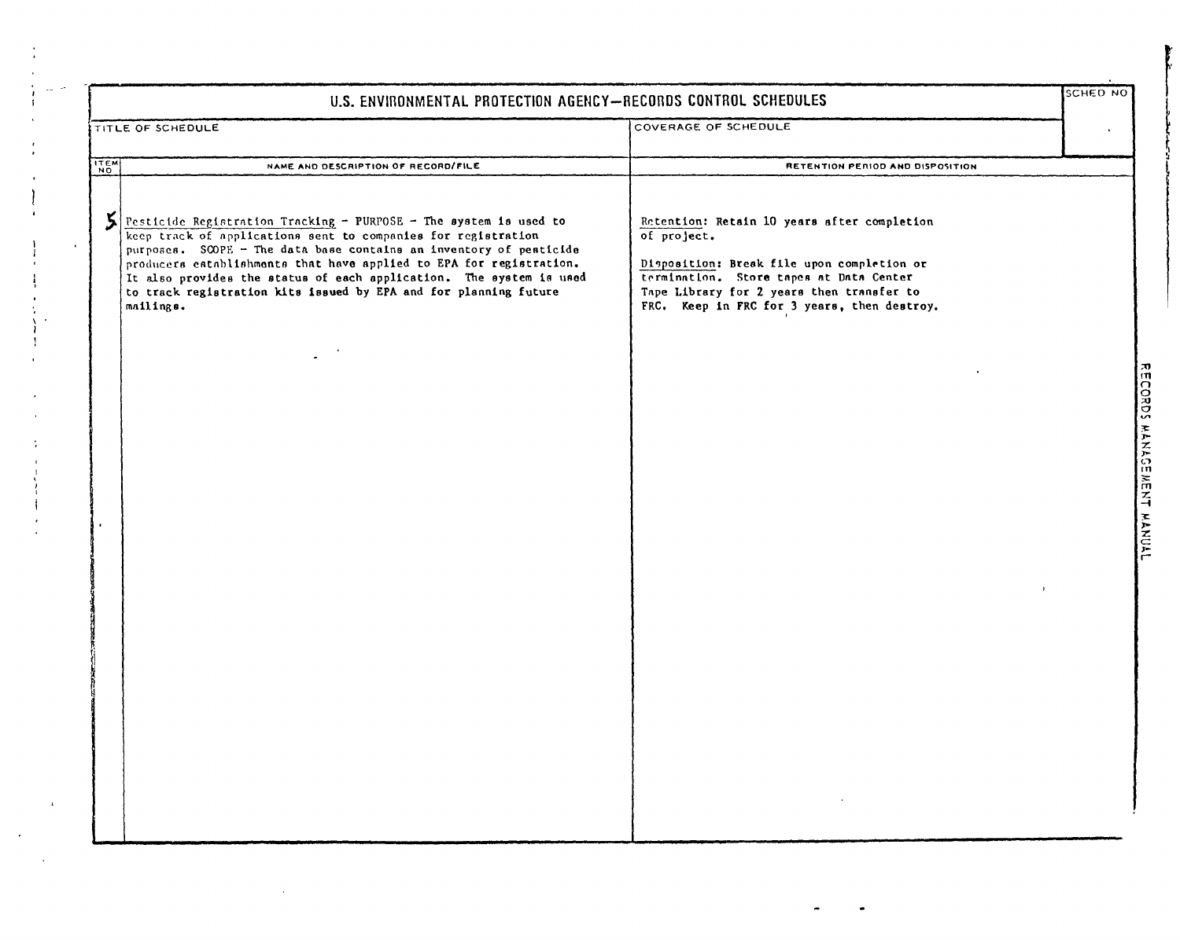# U.S. ENVIRONMENTAL PROTECTION AGENCY—RECORDS CONTROL SCHEDULES

| TITLE OF SCHEDULE | COVERAGE OF SCHEDULE | SCHED NO |
|---|---|---|
| | | |

| ITEM NO | NAME AND DESCRIPTION OF RECORD/FILE | RETENTION PERIOD AND DISPOSITION |
|---|---|---|
| 5 | Pesticide Registration Tracking - PURPOSE - The system is used to keep track of applications sent to companies for registration purposes. SCOPE - The data base contains an inventory of pesticide producers establishments that have applied to EPA for registration. It also provides the status of each application. The system is used to track registration kits issued by EPA and for planning future mailings. | Retention: Retain 10 years after completion of project.<br><br>Disposition: Break file upon completion or termination. Store tapes at Data Center Tape Library for 2 years then transfer to FRC. Keep in FRC for 3 years, then destroy. |

RECORDS MANAGEMENT MANUAL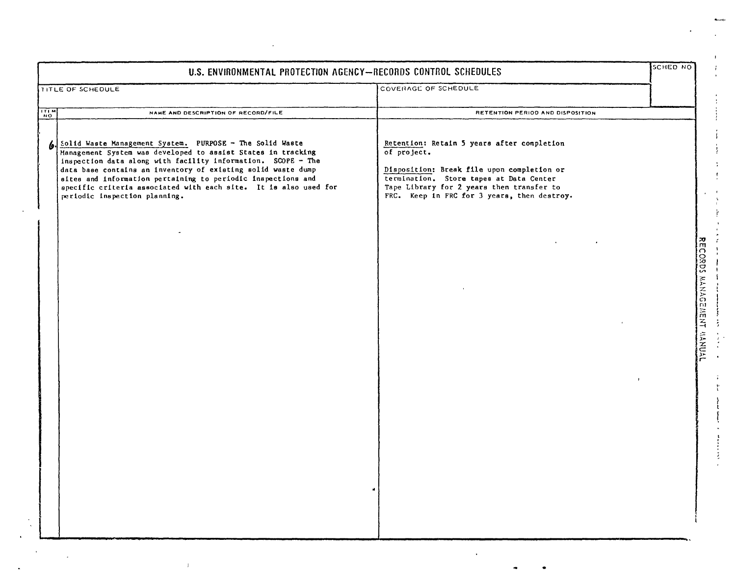# U.S. ENVIRONMENTAL PROTECTION AGENCY—RECORDS CONTROL SCHEDULES

| TITLE OF SCHEDULE | COVERAGE OF SCHEDULE | SCHED NO |
|---|---|---|
| | | |

| ITEM NO | NAME AND DESCRIPTION OF RECORD/FILE | RETENTION PERIOD AND DISPOSITION |
|---|---|---|
| 6. | Solid Waste Management System. PURPOSE - The Solid Waste Management System was developed to assist States in tracking inspection data along with facility information. SCOPE - The data base contains an inventory of existing solid waste dump sites and information pertaining to periodic inspections and specific criteria associated with each site. It is also used for periodic inspection planning. | Retention: Retain 5 years after completion of project.<br><br>Disposition: Break file upon completion or termination. Store tapes at Data Center Tape Library for 2 years then transfer to FRC. Keep in FRC for 3 years, then destroy. |

RECORDS MANAGEMENT MANUAL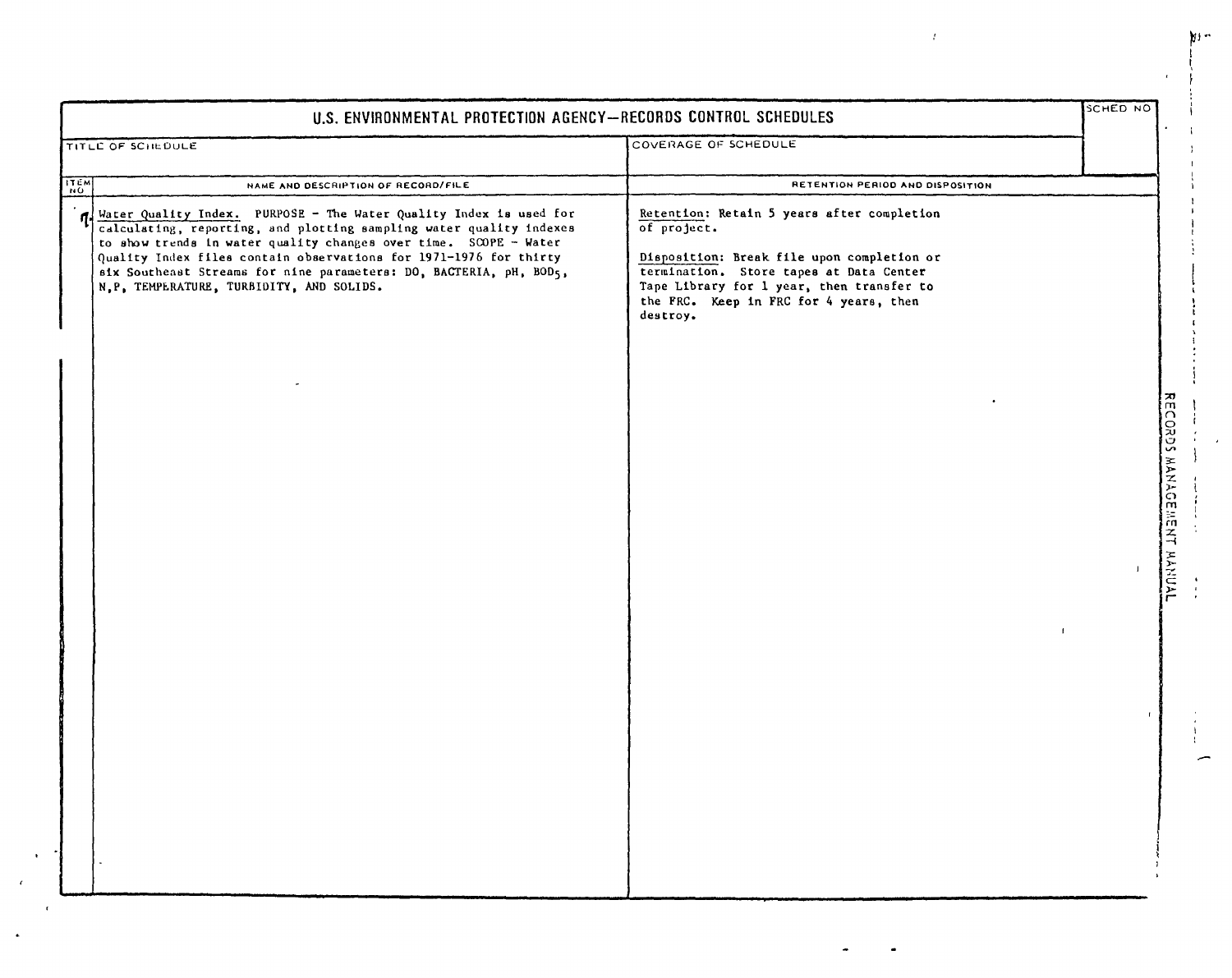# U.S. ENVIRONMENTAL PROTECTION AGENCY—RECORDS CONTROL SCHEDULES

| TITLE OF SCHEDULE | COVERAGE OF SCHEDULE | SCHED NO |
|---|---|---|
| | | |

| ITEM NO | NAME AND DESCRIPTION OF RECORD/FILE | RETENTION PERIOD AND DISPOSITION |
|---|---|---|
| 7. | Water Quality Index. PURPOSE - The Water Quality Index is used for calculating, reporting, and plotting sampling water quality indexes to show trends in water quality changes over time. SCOPE - Water Quality Index files contain observations for 1971-1976 for thirty six Southeast Streams for nine parameters: DO, BACTERIA, pH, $BOD_5$, N,P, TEMPERATURE, TURBIDITY, AND SOLIDS. | Retention: Retain 5 years after completion of project.<br><br>Disposition: Break file upon completion or termination. Store tapes at Data Center Tape Library for 1 year, then transfer to the FRC. Keep in FRC for 4 years, then destroy. |

RECORDS MANAGEMENT MANUAL